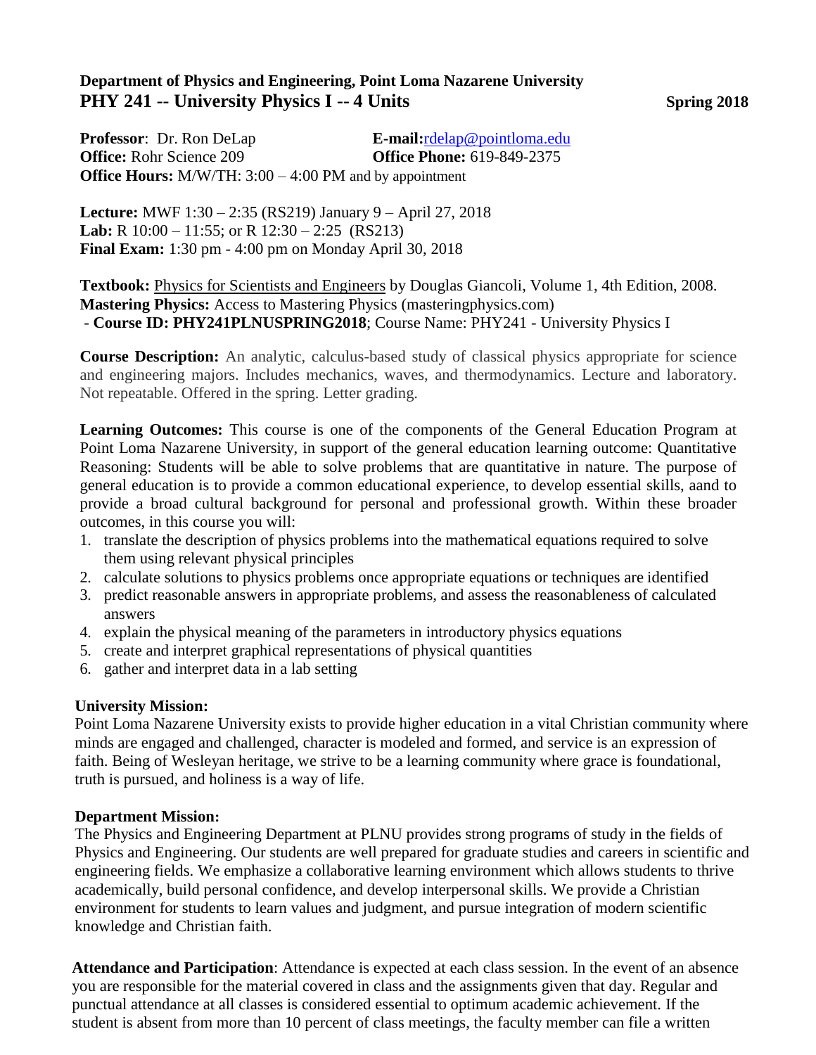**Department of Physics and Engineering, Point Loma Nazarene University**

# PHY 241 -- University Physics I -- 4 Units

**Spring 2018**

**Professor**: Dr. Ron DeLap  **E-mail:**rdelap@pointloma.edu
**Office:** Rohr Science 209  **Office Phone:** 619-849-2375
**Office Hours:** M/W/TH: 3:00 – 4:00 PM and by appointment

**Lecture:** MWF 1:30 – 2:35 (RS219) January 9 – April 27, 2018
**Lab:** R 10:00 – 11:55; or R 12:30 – 2:25 (RS213)
**Final Exam:** 1:30 pm - 4:00 pm on Monday April 30, 2018

**Textbook:** Physics for Scientists and Engineers by Douglas Giancoli, Volume 1, 4th Edition, 2008.
**Mastering Physics:** Access to Mastering Physics (masteringphysics.com)
- **Course ID: PHY241PLNUSPRING2018**; Course Name: PHY241 - University Physics I

**Course Description:** An analytic, calculus-based study of classical physics appropriate for science and engineering majors. Includes mechanics, waves, and thermodynamics. Lecture and laboratory. Not repeatable. Offered in the spring. Letter grading.

**Learning Outcomes:** This course is one of the components of the General Education Program at Point Loma Nazarene University, in support of the general education learning outcome: Quantitative Reasoning: Students will be able to solve problems that are quantitative in nature. The purpose of general education is to provide a common educational experience, to develop essential skills, aand to provide a broad cultural background for personal and professional growth. Within these broader outcomes, in this course you will:

1. translate the description of physics problems into the mathematical equations required to solve them using relevant physical principles
2. calculate solutions to physics problems once appropriate equations or techniques are identified
3. predict reasonable answers in appropriate problems, and assess the reasonableness of calculated answers
4. explain the physical meaning of the parameters in introductory physics equations
5. create and interpret graphical representations of physical quantities
6. gather and interpret data in a lab setting

**University Mission:**
Point Loma Nazarene University exists to provide higher education in a vital Christian community where minds are engaged and challenged, character is modeled and formed, and service is an expression of faith. Being of Wesleyan heritage, we strive to be a learning community where grace is foundational, truth is pursued, and holiness is a way of life.

**Department Mission:**
The Physics and Engineering Department at PLNU provides strong programs of study in the fields of Physics and Engineering. Our students are well prepared for graduate studies and careers in scientific and engineering fields. We emphasize a collaborative learning environment which allows students to thrive academically, build personal confidence, and develop interpersonal skills. We provide a Christian environment for students to learn values and judgment, and pursue integration of modern scientific knowledge and Christian faith.

**Attendance and Participation**: Attendance is expected at each class session. In the event of an absence you are responsible for the material covered in class and the assignments given that day. Regular and punctual attendance at all classes is considered essential to optimum academic achievement. If the student is absent from more than 10 percent of class meetings, the faculty member can file a written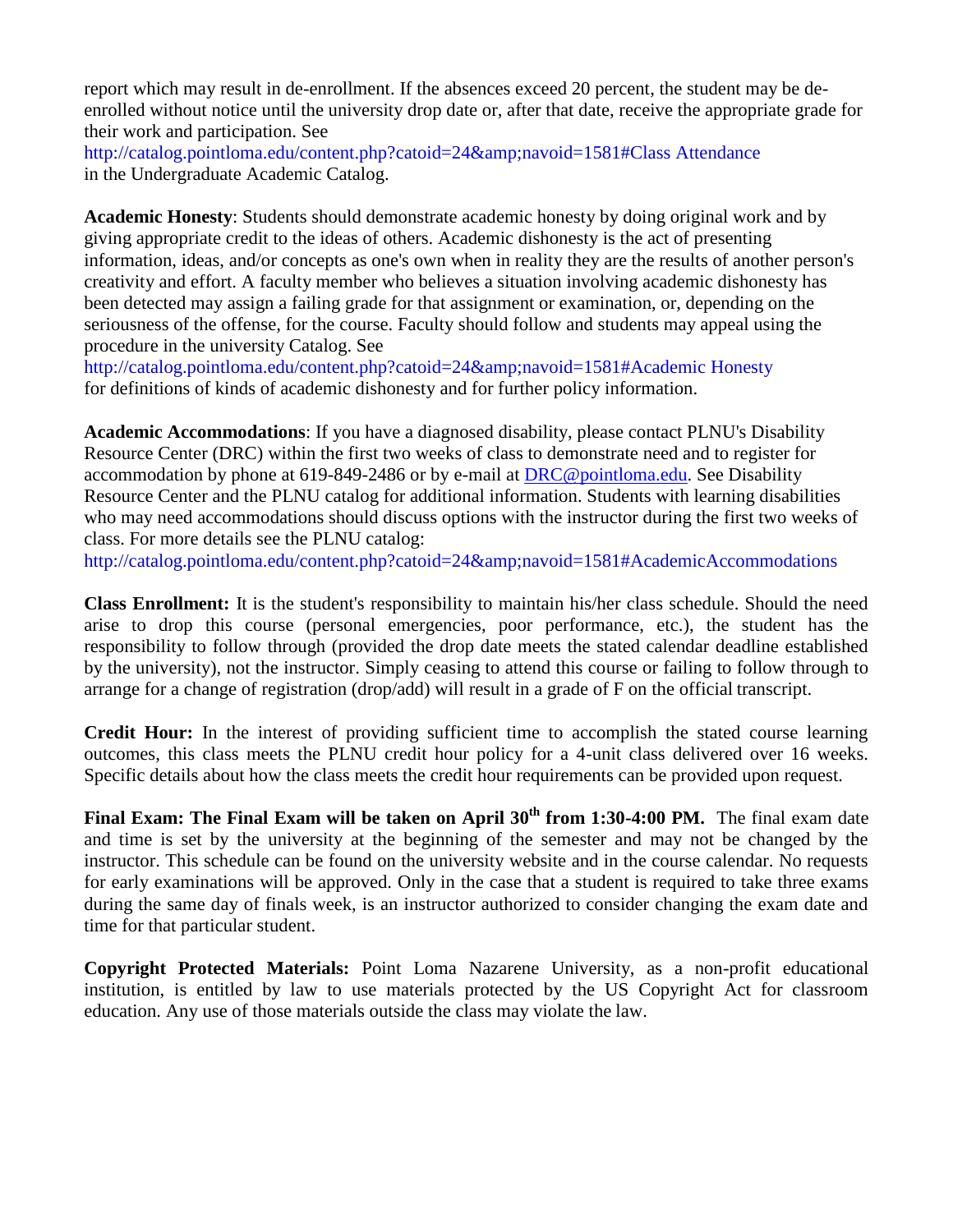report which may result in de-enrollment. If the absences exceed 20 percent, the student may be de-enrolled without notice until the university drop date or, after that date, receive the appropriate grade for their work and participation. See
http://catalog.pointloma.edu/content.php?catoid=24&amp;navoid=1581#Class Attendance
in the Undergraduate Academic Catalog.

**Academic Honesty**: Students should demonstrate academic honesty by doing original work and by giving appropriate credit to the ideas of others. Academic dishonesty is the act of presenting information, ideas, and/or concepts as one's own when in reality they are the results of another person's creativity and effort. A faculty member who believes a situation involving academic dishonesty has been detected may assign a failing grade for that assignment or examination, or, depending on the seriousness of the offense, for the course. Faculty should follow and students may appeal using the procedure in the university Catalog. See
http://catalog.pointloma.edu/content.php?catoid=24&amp;navoid=1581#Academic Honesty
for definitions of kinds of academic dishonesty and for further policy information.

**Academic Accommodations**: If you have a diagnosed disability, please contact PLNU's Disability Resource Center (DRC) within the first two weeks of class to demonstrate need and to register for accommodation by phone at 619-849-2486 or by e-mail at DRC@pointloma.edu. See Disability Resource Center and the PLNU catalog for additional information. Students with learning disabilities who may need accommodations should discuss options with the instructor during the first two weeks of class. For more details see the PLNU catalog:
http://catalog.pointloma.edu/content.php?catoid=24&amp;navoid=1581#AcademicAccommodations

**Class Enrollment:** It is the student's responsibility to maintain his/her class schedule. Should the need arise to drop this course (personal emergencies, poor performance, etc.), the student has the responsibility to follow through (provided the drop date meets the stated calendar deadline established by the university), not the instructor. Simply ceasing to attend this course or failing to follow through to arrange for a change of registration (drop/add) will result in a grade of F on the official transcript.

**Credit Hour:** In the interest of providing sufficient time to accomplish the stated course learning outcomes, this class meets the PLNU credit hour policy for a 4-unit class delivered over 16 weeks. Specific details about how the class meets the credit hour requirements can be provided upon request.

**Final Exam: The Final Exam will be taken on April 30th from 1:30-4:00 PM.** The final exam date and time is set by the university at the beginning of the semester and may not be changed by the instructor. This schedule can be found on the university website and in the course calendar. No requests for early examinations will be approved. Only in the case that a student is required to take three exams during the same day of finals week, is an instructor authorized to consider changing the exam date and time for that particular student.

**Copyright Protected Materials:** Point Loma Nazarene University, as a non-profit educational institution, is entitled by law to use materials protected by the US Copyright Act for classroom education. Any use of those materials outside the class may violate the law.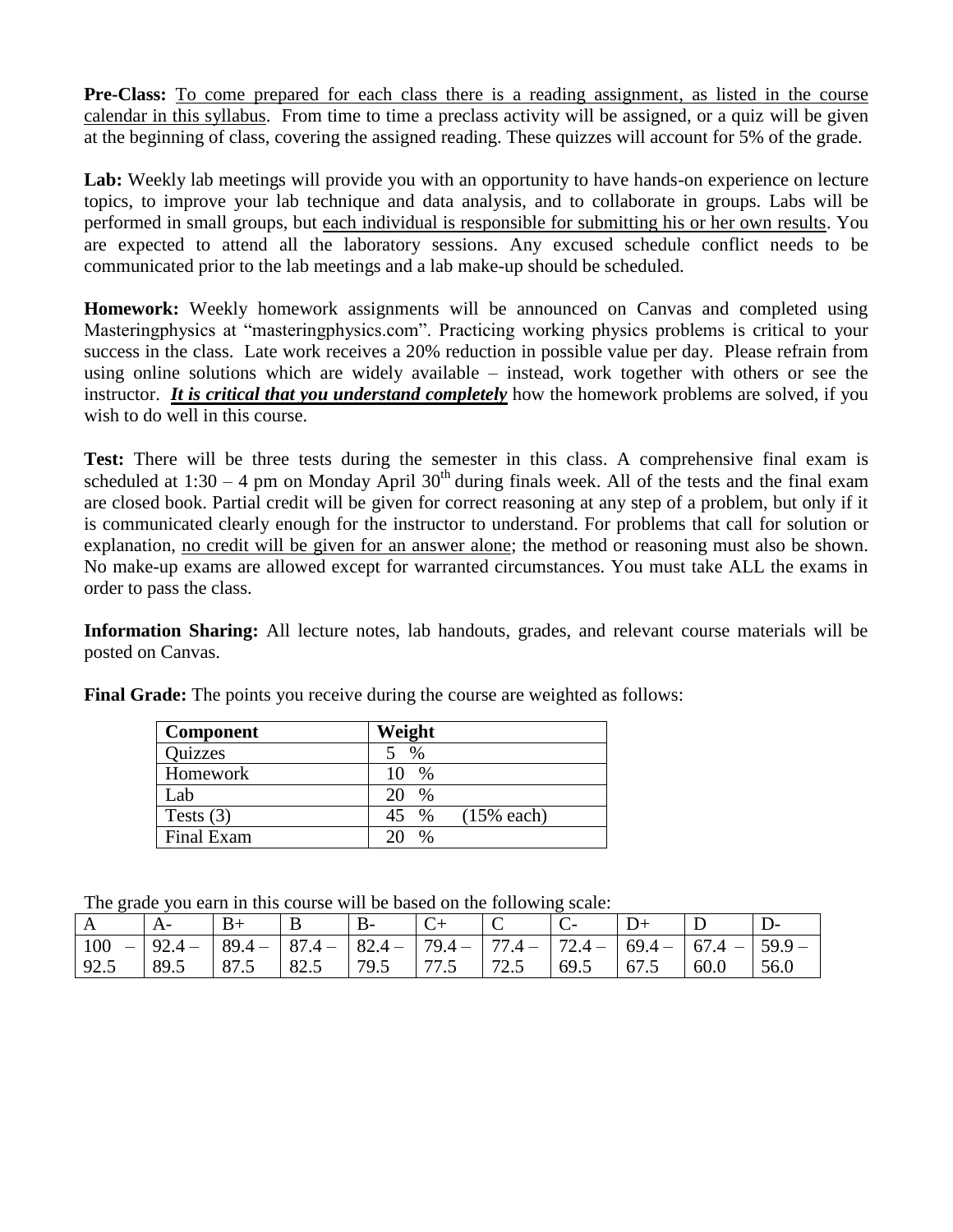**Pre-Class:** To come prepared for each class there is a reading assignment, as listed in the course calendar in this syllabus. From time to time a preclass activity will be assigned, or a quiz will be given at the beginning of class, covering the assigned reading. These quizzes will account for 5% of the grade.

**Lab:** Weekly lab meetings will provide you with an opportunity to have hands-on experience on lecture topics, to improve your lab technique and data analysis, and to collaborate in groups. Labs will be performed in small groups, but each individual is responsible for submitting his or her own results. You are expected to attend all the laboratory sessions. Any excused schedule conflict needs to be communicated prior to the lab meetings and a lab make-up should be scheduled.

**Homework:** Weekly homework assignments will be announced on Canvas and completed using Masteringphysics at "masteringphysics.com". Practicing working physics problems is critical to your success in the class. Late work receives a 20% reduction in possible value per day. Please refrain from using online solutions which are widely available – instead, work together with others or see the instructor. ***It is critical that you understand completely*** how the homework problems are solved, if you wish to do well in this course.

**Test:** There will be three tests during the semester in this class. A comprehensive final exam is scheduled at 1:30 – 4 pm on Monday April 30th during finals week. All of the tests and the final exam are closed book. Partial credit will be given for correct reasoning at any step of a problem, but only if it is communicated clearly enough for the instructor to understand. For problems that call for solution or explanation, no credit will be given for an answer alone; the method or reasoning must also be shown. No make-up exams are allowed except for warranted circumstances. You must take ALL the exams in order to pass the class.

**Information Sharing:** All lecture notes, lab handouts, grades, and relevant course materials will be posted on Canvas.

**Final Grade:** The points you receive during the course are weighted as follows:

| Component | Weight |
|---|---|
| Quizzes | 5 % |
| Homework | 10 % |
| Lab | 20 % |
| Tests (3) | 45 % (15% each) |
| Final Exam | 20 % |

The grade you earn in this course will be based on the following scale:

| A | A- | B+ | B | B- | C+ | C | C- | D+ | D | D- |
|---|---|---|---|---|---|---|---|---|---|---|
| 100 – 92.5 | 92.4 – 89.5 | 89.4 – 87.5 | 87.4 – 82.5 | 82.4 – 79.5 | 79.4 – 77.5 | 77.4 – 72.5 | 72.4 – 69.5 | 69.4 – 67.5 | 67.4 – 60.0 | 59.9 – 56.0 |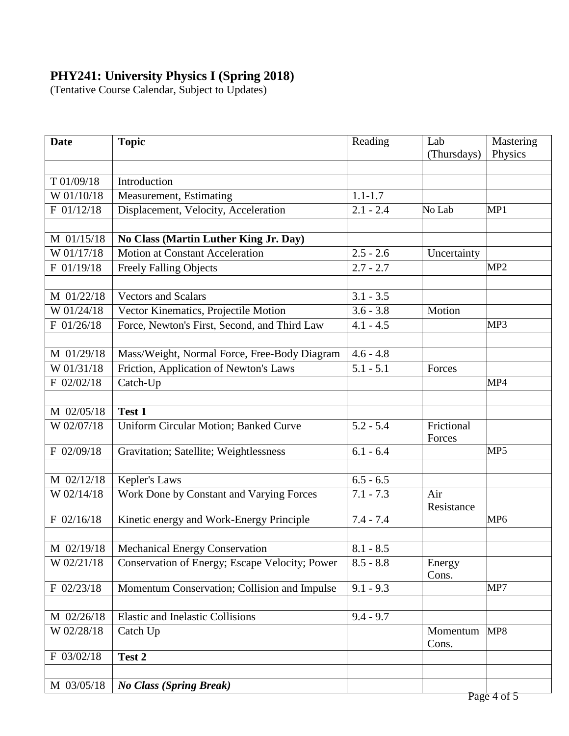**PHY241: University Physics I (Spring 2018)**
(Tentative Course Calendar, Subject to Updates)

| Date | Topic | Reading | Lab (Thursdays) | Mastering Physics |
|---|---|---|---|---|
| | | | | |
| T 01/09/18 | Introduction | | | |
| W 01/10/18 | Measurement, Estimating | 1.1-1.7 | | |
| F 01/12/18 | Displacement, Velocity, Acceleration | 2.1 - 2.4 | No Lab | MP1 |
| | | | | |
| M 01/15/18 | **No Class (Martin Luther King Jr. Day)** | | | |
| W 01/17/18 | Motion at Constant Acceleration | 2.5 - 2.6 | Uncertainty | |
| F 01/19/18 | Freely Falling Objects | 2.7 - 2.7 | | MP2 |
| | | | | |
| M 01/22/18 | Vectors and Scalars | 3.1 - 3.5 | | |
| W 01/24/18 | Vector Kinematics, Projectile Motion | 3.6 - 3.8 | Motion | |
| F 01/26/18 | Force, Newton's First, Second, and Third Law | 4.1 - 4.5 | | MP3 |
| | | | | |
| M 01/29/18 | Mass/Weight, Normal Force, Free-Body Diagram | 4.6 - 4.8 | | |
| W 01/31/18 | Friction, Application of Newton's Laws | 5.1 - 5.1 | Forces | |
| F 02/02/18 | Catch-Up | | | MP4 |
| | | | | |
| M 02/05/18 | **Test 1** | | | |
| W 02/07/18 | Uniform Circular Motion; Banked Curve | 5.2 - 5.4 | Frictional Forces | |
| F 02/09/18 | Gravitation; Satellite; Weightlessness | 6.1 - 6.4 | | MP5 |
| | | | | |
| M 02/12/18 | Kepler's Laws | 6.5 - 6.5 | | |
| W 02/14/18 | Work Done by Constant and Varying Forces | 7.1 - 7.3 | Air Resistance | |
| F 02/16/18 | Kinetic energy and Work-Energy Principle | 7.4 - 7.4 | | MP6 |
| | | | | |
| M 02/19/18 | Mechanical Energy Conservation | 8.1 - 8.5 | | |
| W 02/21/18 | Conservation of Energy; Escape Velocity; Power | 8.5 - 8.8 | Energy Cons. | |
| F 02/23/18 | Momentum Conservation; Collision and Impulse | 9.1 - 9.3 | | MP7 |
| | | | | |
| M 02/26/18 | Elastic and Inelastic Collisions | 9.4 - 9.7 | | |
| W 02/28/18 | Catch Up | | Momentum Cons. | MP8 |
| F 03/02/18 | **Test 2** | | | |
| | | | | |
| M 03/05/18 | ***No Class (Spring Break)*** | | | |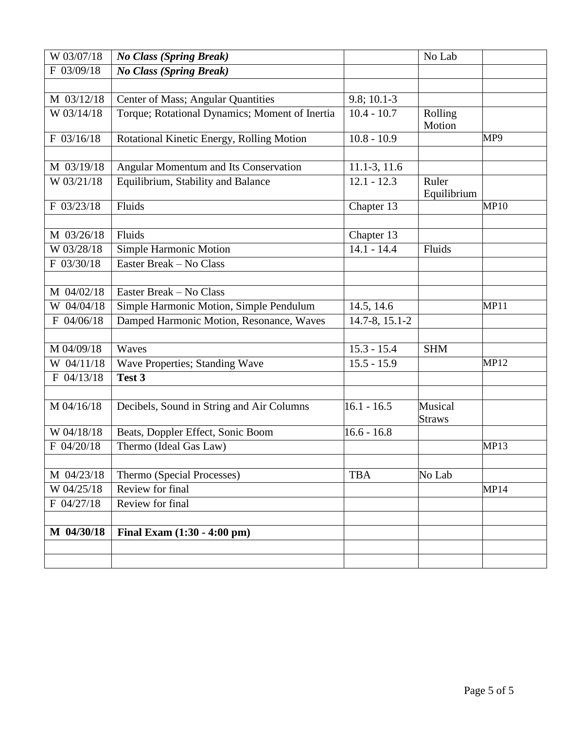| | | | | |
|---|---|---|---|---|
| W 03/07/18 | ***No Class (Spring Break)*** | | No Lab | |
| F 03/09/18 | ***No Class (Spring Break)*** | | | |
| | | | | |
| M 03/12/18 | Center of Mass; Angular Quantities | 9.8; 10.1-3 | | |
| W 03/14/18 | Torque; Rotational Dynamics; Moment of Inertia | 10.4 - 10.7 | Rolling Motion | |
| F 03/16/18 | Rotational Kinetic Energy, Rolling Motion | 10.8 - 10.9 | | MP9 |
| | | | | |
| M 03/19/18 | Angular Momentum and Its Conservation | 11.1-3, 11.6 | | |
| W 03/21/18 | Equilibrium, Stability and Balance | 12.1 - 12.3 | Ruler Equilibrium | |
| F 03/23/18 | Fluids | Chapter 13 | | MP10 |
| | | | | |
| M 03/26/18 | Fluids | Chapter 13 | | |
| W 03/28/18 | Simple Harmonic Motion | 14.1 - 14.4 | Fluids | |
| F 03/30/18 | Easter Break – No Class | | | |
| | | | | |
| M 04/02/18 | Easter Break – No Class | | | |
| W 04/04/18 | Simple Harmonic Motion, Simple Pendulum | 14.5, 14.6 | | MP11 |
| F 04/06/18 | Damped Harmonic Motion, Resonance, Waves | 14.7-8, 15.1-2 | | |
| | | | | |
| M 04/09/18 | Waves | 15.3 - 15.4 | SHM | |
| W 04/11/18 | Wave Properties; Standing Wave | 15.5 - 15.9 | | MP12 |
| F 04/13/18 | **Test 3** | | | |
| | | | | |
| M 04/16/18 | Decibels, Sound in String and Air Columns | 16.1 - 16.5 | Musical Straws | |
| W 04/18/18 | Beats, Doppler Effect, Sonic Boom | 16.6 - 16.8 | | |
| F 04/20/18 | Thermo (Ideal Gas Law) | | | MP13 |
| | | | | |
| M 04/23/18 | Thermo (Special Processes) | TBA | No Lab | |
| W 04/25/18 | Review for final | | | MP14 |
| F 04/27/18 | Review for final | | | |
| | | | | |
| **M 04/30/18** | **Final Exam (1:30 - 4:00 pm)** | | | |
| | | | | |
| | | | | |